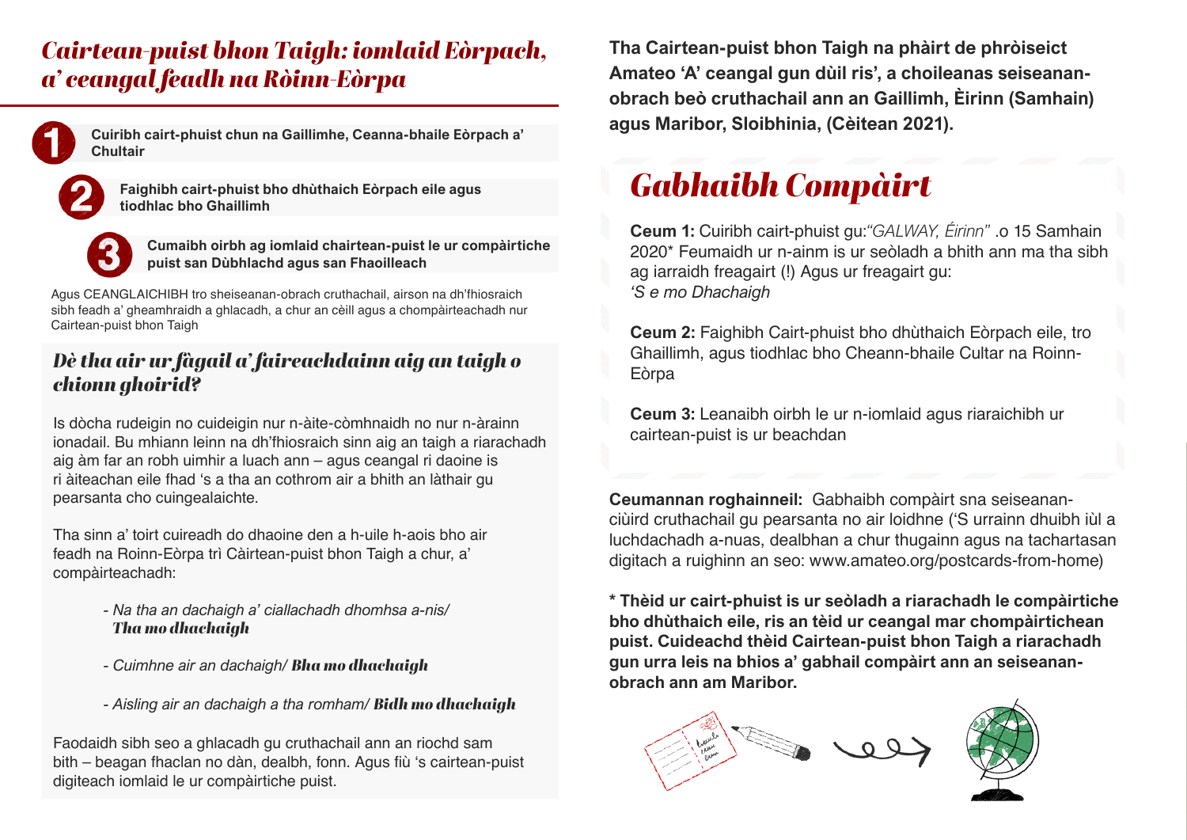# *Cairtean-puist bhon Taigh: iomlaid Eòrpach, a' ceangal feadh na Ròinn-Eòrpa*

1. **Cuiribh cairt-phuist chun na Gaillimhe, Ceanna-bhaile Eòrpach a' Chultair**
2. **Faighibh cairt-phuist bho dhùthaich Eòrpach eile agus tiodhlac bho Ghaillimh**
3. **Cumaibh oirbh ag iomlaid chairtean-puist le ur compàirtiche puist san Dùbhlachd agus san Fhaoilleach**

Agus CEANGLAICHIBH tro sheiseanan-obrach cruthachail, airson na dh'fhiosraich sibh feadh a' gheamhraidh a ghlacadh, a chur an cèill agus a chompàirteachadh nur Cairtean-puist bhon Taigh

## *Dè tha air ur fàgail a' faireachdainn aig an taigh o chionn ghoirid?*

Is dòcha rudeigin no cuideigin nur n-àite-còmhnaidh no nur n-àrainn ionadail. Bu mhiann leinn na dh'fhiosraich sinn aig an taigh a riarachadh aig àm far an robh uimhir a luach ann – agus ceangal ri daoine is ri àiteachan eile fhad 's a tha an cothrom air a bhith an làthair gu pearsanta cho cuingealaichte.

Tha sinn a' toirt cuireadh do dhaoine den a h-uile h-aois bho air feadh na Roinn-Eòrpa trì Càirtean-puist bhon Taigh a chur, a' compàirteachadh:

- *Na tha an dachaigh a' ciallachadh dhomhsa a-nis/* ***Tha mo dhachaigh***
- *Cuimhne air an dachaigh/* ***Bha mo dhachaigh***
- *Aisling air an dachaigh a tha romham/* ***Bidh mo dhachaigh***

Faodaidh sibh seo a ghlacadh gu cruthachail ann an riochd sam bith – beagan fhaclan no dàn, dealbh, fonn. Agus fiù 's cairtean-puist digiteach iomlaid le ur compàirtiche puist.

**Tha Cairtean-puist bhon Taigh na phàirt de phròiseict Amateo 'A' ceangal gun dùil ris', a choileanas seiseanan-obrach beò cruthachail ann an Gaillimh, Èirinn (Samhain) agus Maribor, Sloibhinia, (Cèitean 2021).**

## *Gabhaibh Compàirt*

**Ceum 1:** Cuiribh cairt-phuist gu:*"GALWAY, Éirinn"* .o 15 Samhain 2020* Feumaidh ur n-ainm is ur seòladh a bhith ann ma tha sibh ag iarraidh freagairt (!) Agus ur freagairt gu:
*'S e mo Dhachaigh*

**Ceum 2:** Faighibh Cairt-phuist bho dhùthaich Eòrpach eile, tro Ghaillimh, agus tiodhlac bho Cheann-bhaile Cultar na Roinn-Eòrpa

**Ceum 3:** Leanaibh oirbh le ur n-iomlaid agus riaraichibh ur cairtean-puist is ur beachdan

**Ceumannan roghainneil:** Gabhaibh compàirt sna seiseanan-ciùird cruthachail gu pearsanta no air loidhne ('S urrainn dhuibh iùl a luchdachadh a-nuas, dealbhan a chur thugainn agus na tachartasan digitach a ruighinn an seo: www.amateo.org/postcards-from-home)

**\* Thèid ur cairt-phuist is ur seòladh a riarachadh le compàirtiche bho dhùthaich eile, ris an tèid ur ceangal mar chompàirtichean puist. Cuideachd thèid Cairtean-puist bhon Taigh a riarachadh gun urra leis na bhios a' gabhail compàirt ann an seiseanan-obrach ann am Maribor.**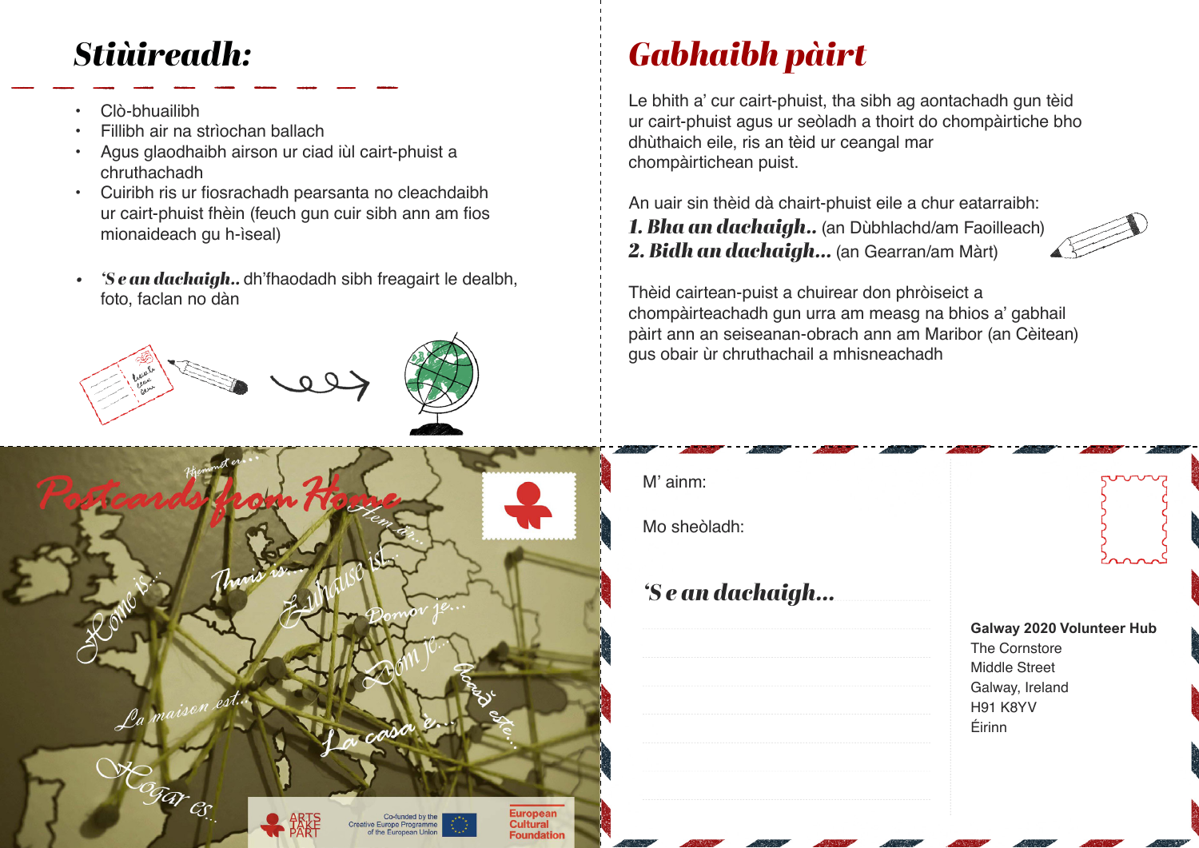## Stiùireadh:

- Clò-bhuailibh
- Fillibh air na strìochan ballach
- Agus glaodhaibh airson ur ciad iùl cairt-phuist a chruthachadh
- Cuiribh ris ur fiosrachadh pearsanta no cleachdaibh ur cairt-phuist fhèin (feuch gun cuir sibh ann am fios mionaideach gu h-ìseal)
- ***'S e an dachaigh..*** dh'fhaodadh sibh freagairt le dealbh, foto, faclan no dàn

## Gabhaibh pàirt

Le bhith a' cur cairt-phuist, tha sibh ag aontachadh gun tèid ur cairt-phuist agus ur seòladh a thoirt do chompàirtiche bho dhùthaich eile, ris an tèid ur ceangal mar chompàirtichean puist.

An uair sin thèid dà chairt-phuist eile a chur eatarraibh:

***1. Bha an dachaigh..*** (an Dùbhlachd/am Faoilleach)
***2. Bidh an dachaigh...*** (an Gearran/am Màrt)

Thèid cairtean-puist a chuirear don phròiseict a chompàirteachadh gun urra am measg na bhios a' gabhail pàirt ann an seiseanan-obrach ann am Maribor (an Cèitean) gus obair ùr chruthachail a mhisneachadh

Postcards from Home

Home is... Thuis is... Zuhause ist... Domov je... Dom je... Acasă este... Hjemmet er... Hem är... La maison est... La casa è... Hogar es...

ARTS TAKE PART

Co-funded by the Creative Europe Programme of the European Union

European Cultural Foundation

M' ainm:

Mo sheòladh:

***'S e an dachaigh...***

**Galway 2020 Volunteer Hub**
The Cornstore
Middle Street
Galway, Ireland
H91 K8YV
Éirinn